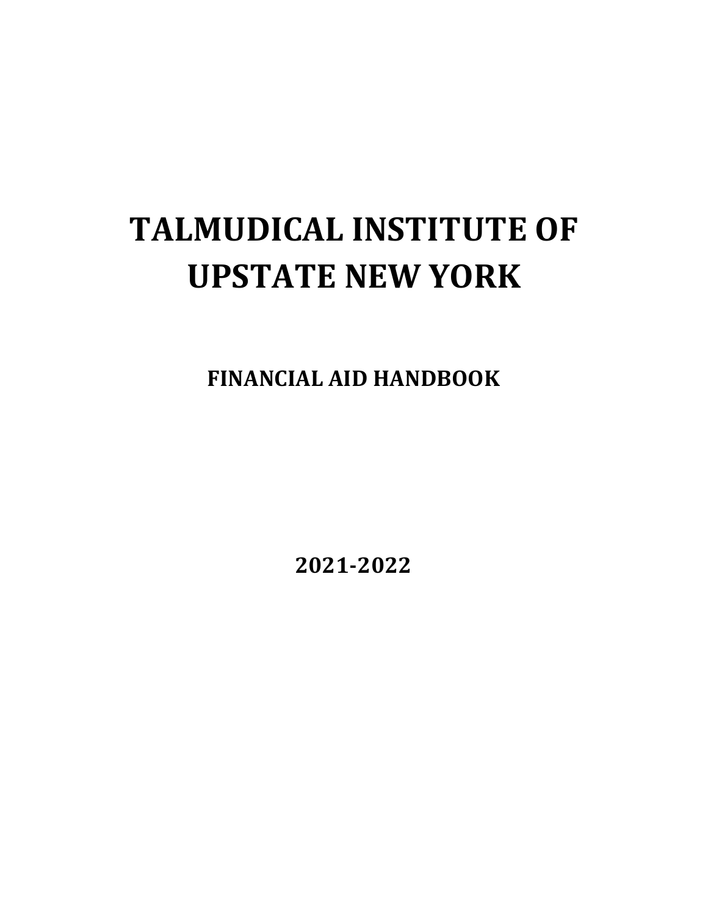# TALMUDICAL INSTITUTE OF UPSTATE NEW YORK

## FINANCIAL AID HANDBOOK

## 2021-2022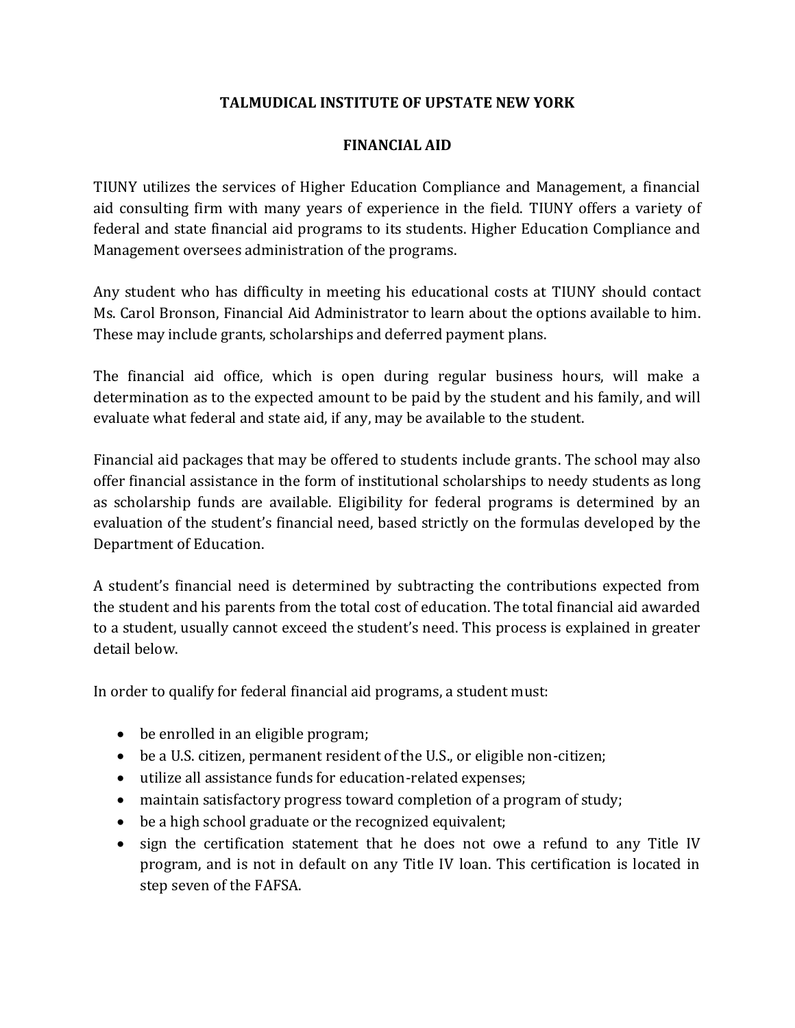**TALMUDICAL INSTITUTE OF UPSTATE NEW YORK**

**FINANCIAL AID**

TIUNY utilizes the services of Higher Education Compliance and Management, a financial aid consulting firm with many years of experience in the field. TIUNY offers a variety of federal and state financial aid programs to its students. Higher Education Compliance and Management oversees administration of the programs.

Any student who has difficulty in meeting his educational costs at TIUNY should contact Ms. Carol Bronson, Financial Aid Administrator to learn about the options available to him. These may include grants, scholarships and deferred payment plans.

The financial aid office, which is open during regular business hours, will make a determination as to the expected amount to be paid by the student and his family, and will evaluate what federal and state aid, if any, may be available to the student.

Financial aid packages that may be offered to students include grants. The school may also offer financial assistance in the form of institutional scholarships to needy students as long as scholarship funds are available. Eligibility for federal programs is determined by an evaluation of the student's financial need, based strictly on the formulas developed by the Department of Education.

A student's financial need is determined by subtracting the contributions expected from the student and his parents from the total cost of education. The total financial aid awarded to a student, usually cannot exceed the student's need. This process is explained in greater detail below.

In order to qualify for federal financial aid programs, a student must:

- be enrolled in an eligible program;
- be a U.S. citizen, permanent resident of the U.S., or eligible non-citizen;
- utilize all assistance funds for education-related expenses;
- maintain satisfactory progress toward completion of a program of study;
- be a high school graduate or the recognized equivalent;
- sign the certification statement that he does not owe a refund to any Title IV program, and is not in default on any Title IV loan. This certification is located in step seven of the FAFSA.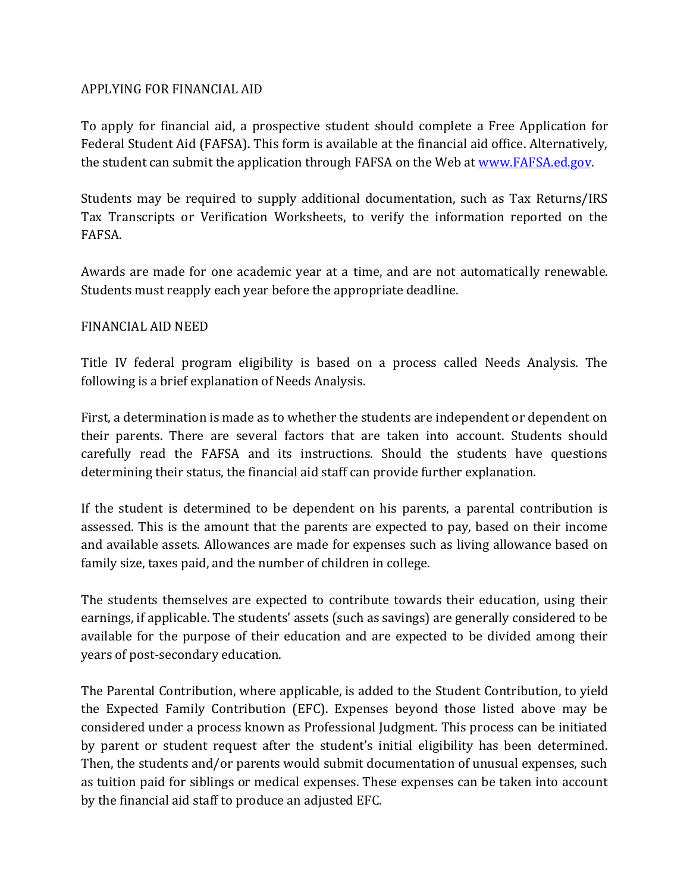## APPLYING FOR FINANCIAL AID

To apply for financial aid, a prospective student should complete a Free Application for Federal Student Aid (FAFSA). This form is available at the financial aid office. Alternatively, the student can submit the application through FAFSA on the Web at [www.FAFSA.ed.gov](http://www.FAFSA.ed.gov).

Students may be required to supply additional documentation, such as Tax Returns/IRS Tax Transcripts or Verification Worksheets, to verify the information reported on the FAFSA.

Awards are made for one academic year at a time, and are not automatically renewable. Students must reapply each year before the appropriate deadline.

## FINANCIAL AID NEED

Title IV federal program eligibility is based on a process called Needs Analysis. The following is a brief explanation of Needs Analysis.

First, a determination is made as to whether the students are independent or dependent on their parents. There are several factors that are taken into account. Students should carefully read the FAFSA and its instructions. Should the students have questions determining their status, the financial aid staff can provide further explanation.

If the student is determined to be dependent on his parents, a parental contribution is assessed. This is the amount that the parents are expected to pay, based on their income and available assets. Allowances are made for expenses such as living allowance based on family size, taxes paid, and the number of children in college.

The students themselves are expected to contribute towards their education, using their earnings, if applicable. The students' assets (such as savings) are generally considered to be available for the purpose of their education and are expected to be divided among their years of post-secondary education.

The Parental Contribution, where applicable, is added to the Student Contribution, to yield the Expected Family Contribution (EFC). Expenses beyond those listed above may be considered under a process known as Professional Judgment. This process can be initiated by parent or student request after the student's initial eligibility has been determined. Then, the students and/or parents would submit documentation of unusual expenses, such as tuition paid for siblings or medical expenses. These expenses can be taken into account by the financial aid staff to produce an adjusted EFC.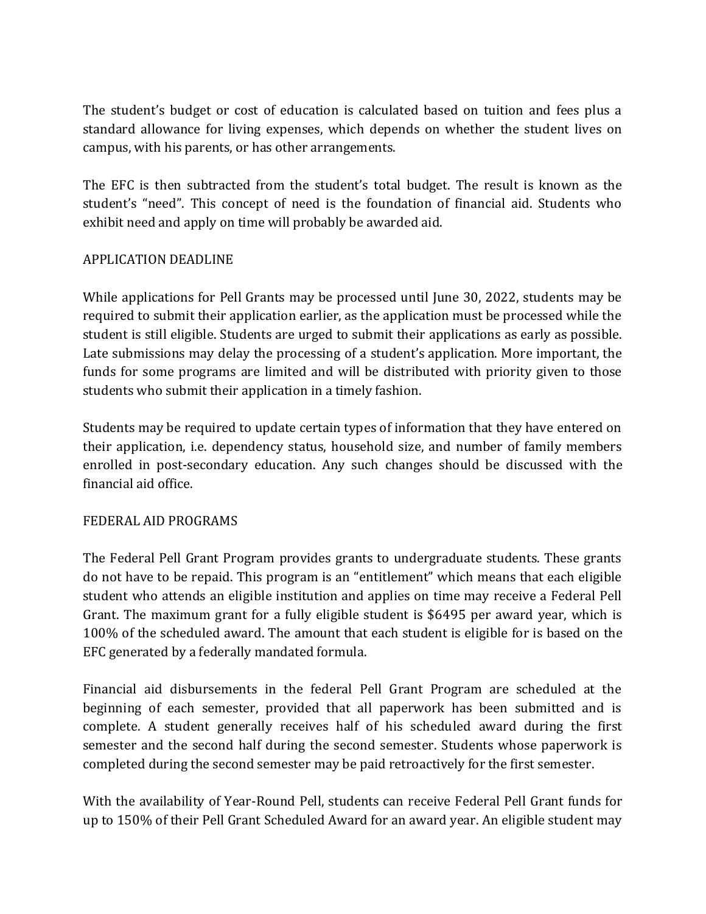The student's budget or cost of education is calculated based on tuition and fees plus a standard allowance for living expenses, which depends on whether the student lives on campus, with his parents, or has other arrangements.

The EFC is then subtracted from the student's total budget. The result is known as the student's "need". This concept of need is the foundation of financial aid. Students who exhibit need and apply on time will probably be awarded aid.

## APPLICATION DEADLINE

While applications for Pell Grants may be processed until June 30, 2022, students may be required to submit their application earlier, as the application must be processed while the student is still eligible. Students are urged to submit their applications as early as possible. Late submissions may delay the processing of a student's application. More important, the funds for some programs are limited and will be distributed with priority given to those students who submit their application in a timely fashion.

Students may be required to update certain types of information that they have entered on their application, i.e. dependency status, household size, and number of family members enrolled in post-secondary education. Any such changes should be discussed with the financial aid office.

## FEDERAL AID PROGRAMS

The Federal Pell Grant Program provides grants to undergraduate students. These grants do not have to be repaid. This program is an "entitlement" which means that each eligible student who attends an eligible institution and applies on time may receive a Federal Pell Grant. The maximum grant for a fully eligible student is $6495 per award year, which is 100% of the scheduled award. The amount that each student is eligible for is based on the EFC generated by a federally mandated formula.

Financial aid disbursements in the federal Pell Grant Program are scheduled at the beginning of each semester, provided that all paperwork has been submitted and is complete. A student generally receives half of his scheduled award during the first semester and the second half during the second semester. Students whose paperwork is completed during the second semester may be paid retroactively for the first semester.

With the availability of Year-Round Pell, students can receive Federal Pell Grant funds for up to 150% of their Pell Grant Scheduled Award for an award year. An eligible student may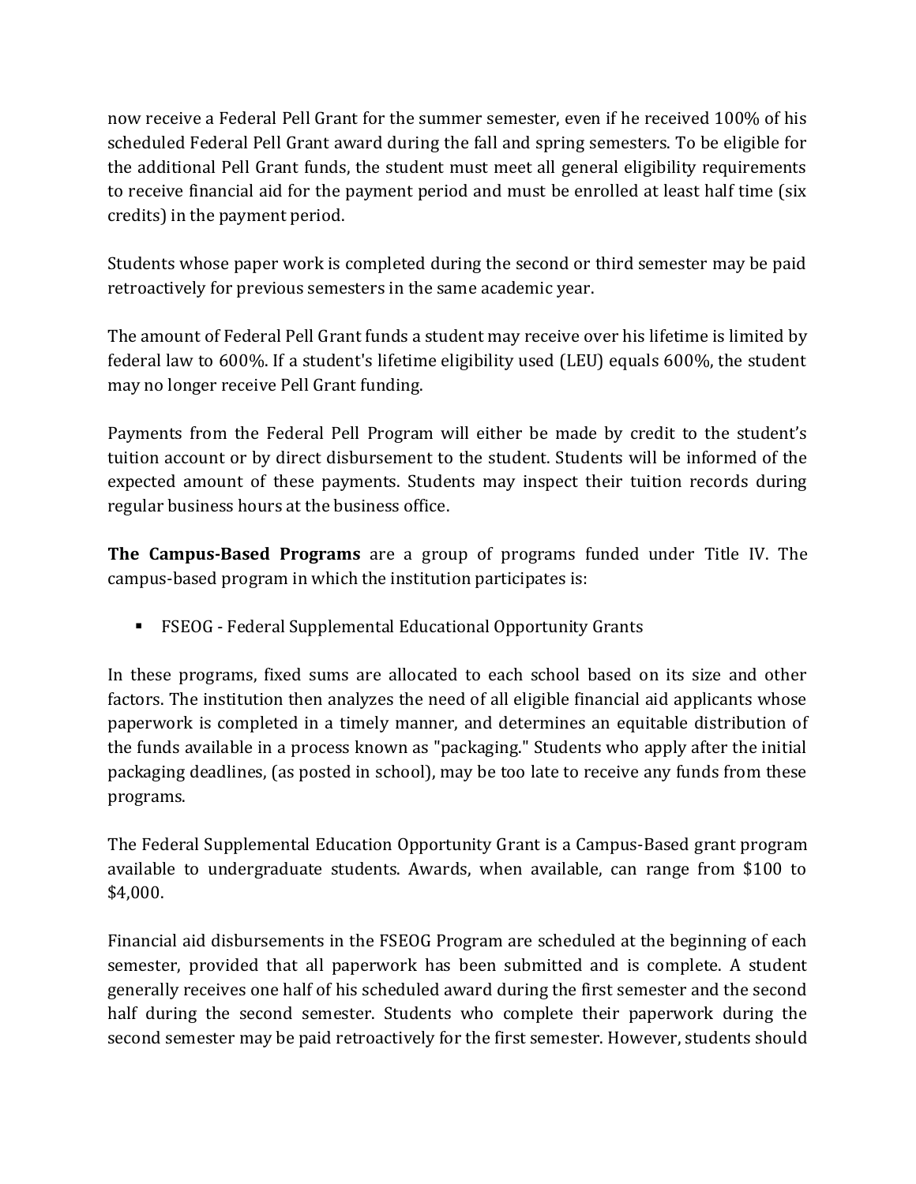now receive a Federal Pell Grant for the summer semester, even if he received 100% of his scheduled Federal Pell Grant award during the fall and spring semesters. To be eligible for the additional Pell Grant funds, the student must meet all general eligibility requirements to receive financial aid for the payment period and must be enrolled at least half time (six credits) in the payment period.

Students whose paper work is completed during the second or third semester may be paid retroactively for previous semesters in the same academic year.

The amount of Federal Pell Grant funds a student may receive over his lifetime is limited by federal law to 600%. If a student's lifetime eligibility used (LEU) equals 600%, the student may no longer receive Pell Grant funding.

Payments from the Federal Pell Program will either be made by credit to the student's tuition account or by direct disbursement to the student. Students will be informed of the expected amount of these payments. Students may inspect their tuition records during regular business hours at the business office.

**The Campus-Based Programs** are a group of programs funded under Title IV. The campus-based program in which the institution participates is:

- FSEOG - Federal Supplemental Educational Opportunity Grants

In these programs, fixed sums are allocated to each school based on its size and other factors. The institution then analyzes the need of all eligible financial aid applicants whose paperwork is completed in a timely manner, and determines an equitable distribution of the funds available in a process known as "packaging." Students who apply after the initial packaging deadlines, (as posted in school), may be too late to receive any funds from these programs.

The Federal Supplemental Education Opportunity Grant is a Campus-Based grant program available to undergraduate students. Awards, when available, can range from $100 to $4,000.

Financial aid disbursements in the FSEOG Program are scheduled at the beginning of each semester, provided that all paperwork has been submitted and is complete. A student generally receives one half of his scheduled award during the first semester and the second half during the second semester. Students who complete their paperwork during the second semester may be paid retroactively for the first semester. However, students should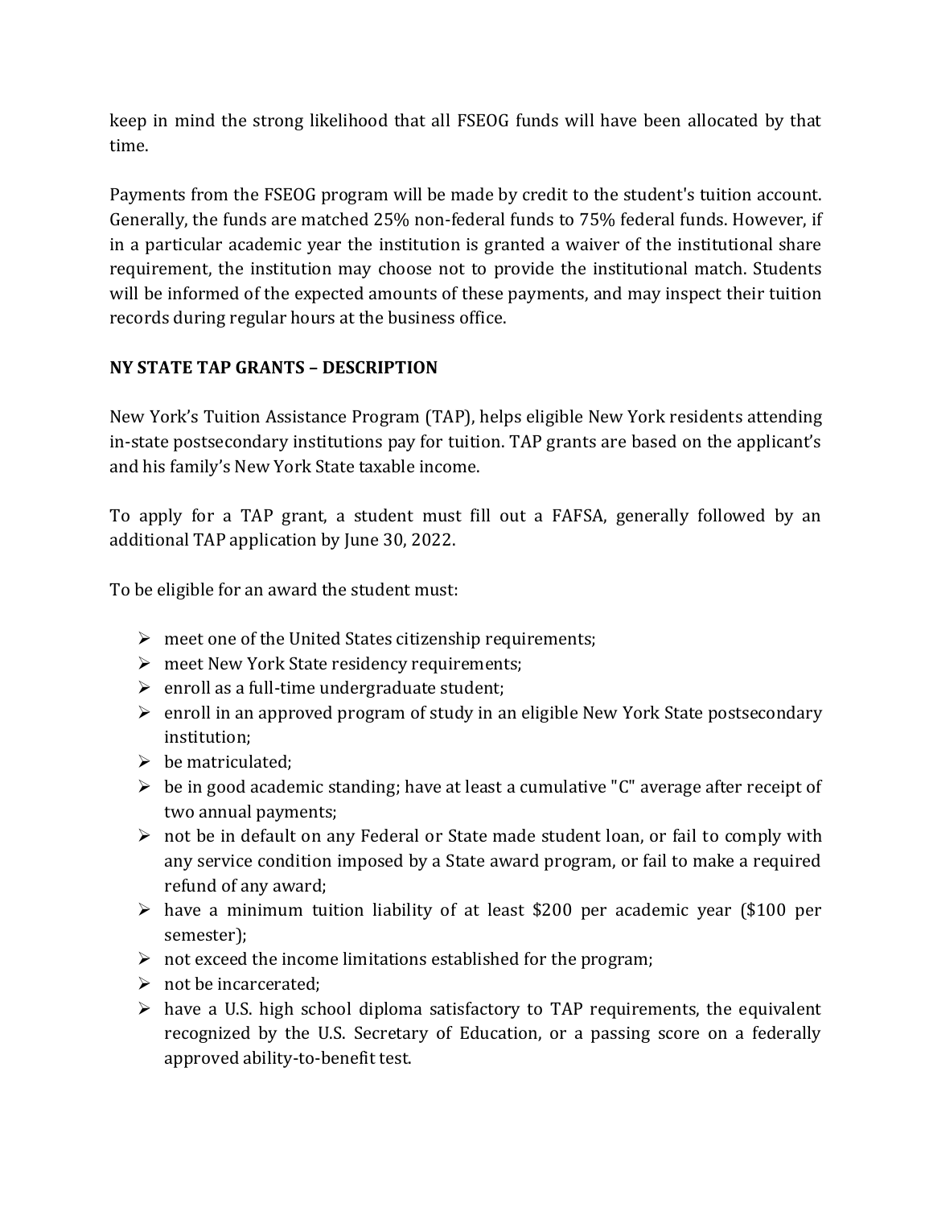keep in mind the strong likelihood that all FSEOG funds will have been allocated by that time.

Payments from the FSEOG program will be made by credit to the student's tuition account. Generally, the funds are matched 25% non-federal funds to 75% federal funds. However, if in a particular academic year the institution is granted a waiver of the institutional share requirement, the institution may choose not to provide the institutional match. Students will be informed of the expected amounts of these payments, and may inspect their tuition records during regular hours at the business office.

**NY STATE TAP GRANTS – DESCRIPTION**

New York's Tuition Assistance Program (TAP), helps eligible New York residents attending in-state postsecondary institutions pay for tuition. TAP grants are based on the applicant's and his family's New York State taxable income.

To apply for a TAP grant, a student must fill out a FAFSA, generally followed by an additional TAP application by June 30, 2022.

To be eligible for an award the student must:

- meet one of the United States citizenship requirements;
- meet New York State residency requirements;
- enroll as a full-time undergraduate student;
- enroll in an approved program of study in an eligible New York State postsecondary institution;
- be matriculated;
- be in good academic standing; have at least a cumulative "C" average after receipt of two annual payments;
- not be in default on any Federal or State made student loan, or fail to comply with any service condition imposed by a State award program, or fail to make a required refund of any award;
- have a minimum tuition liability of at least $200 per academic year ($100 per semester);
- not exceed the income limitations established for the program;
- not be incarcerated;
- have a U.S. high school diploma satisfactory to TAP requirements, the equivalent recognized by the U.S. Secretary of Education, or a passing score on a federally approved ability-to-benefit test.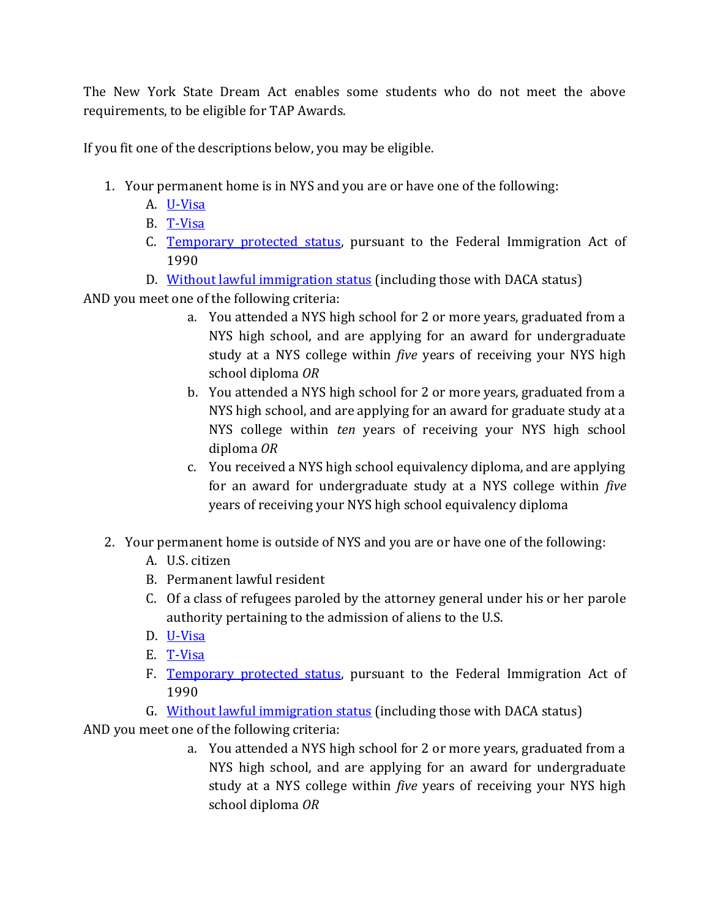The New York State Dream Act enables some students who do not meet the above requirements, to be eligible for TAP Awards.

If you fit one of the descriptions below, you may be eligible.

1. Your permanent home is in NYS and you are or have one of the following:
   A. U-Visa
   B. T-Visa
   C. Temporary protected status, pursuant to the Federal Immigration Act of 1990
   D. Without lawful immigration status (including those with DACA status)

AND you meet one of the following criteria:

   a. You attended a NYS high school for 2 or more years, graduated from a NYS high school, and are applying for an award for undergraduate study at a NYS college within *five* years of receiving your NYS high school diploma *OR*
   b. You attended a NYS high school for 2 or more years, graduated from a NYS high school, and are applying for an award for graduate study at a NYS college within *ten* years of receiving your NYS high school diploma *OR*
   c. You received a NYS high school equivalency diploma, and are applying for an award for undergraduate study at a NYS college within *five* years of receiving your NYS high school equivalency diploma

2. Your permanent home is outside of NYS and you are or have one of the following:
   A. U.S. citizen
   B. Permanent lawful resident
   C. Of a class of refugees paroled by the attorney general under his or her parole authority pertaining to the admission of aliens to the U.S.
   D. U-Visa
   E. T-Visa
   F. Temporary protected status, pursuant to the Federal Immigration Act of 1990
   G. Without lawful immigration status (including those with DACA status)

AND you meet one of the following criteria:

   a. You attended a NYS high school for 2 or more years, graduated from a NYS high school, and are applying for an award for undergraduate study at a NYS college within *five* years of receiving your NYS high school diploma *OR*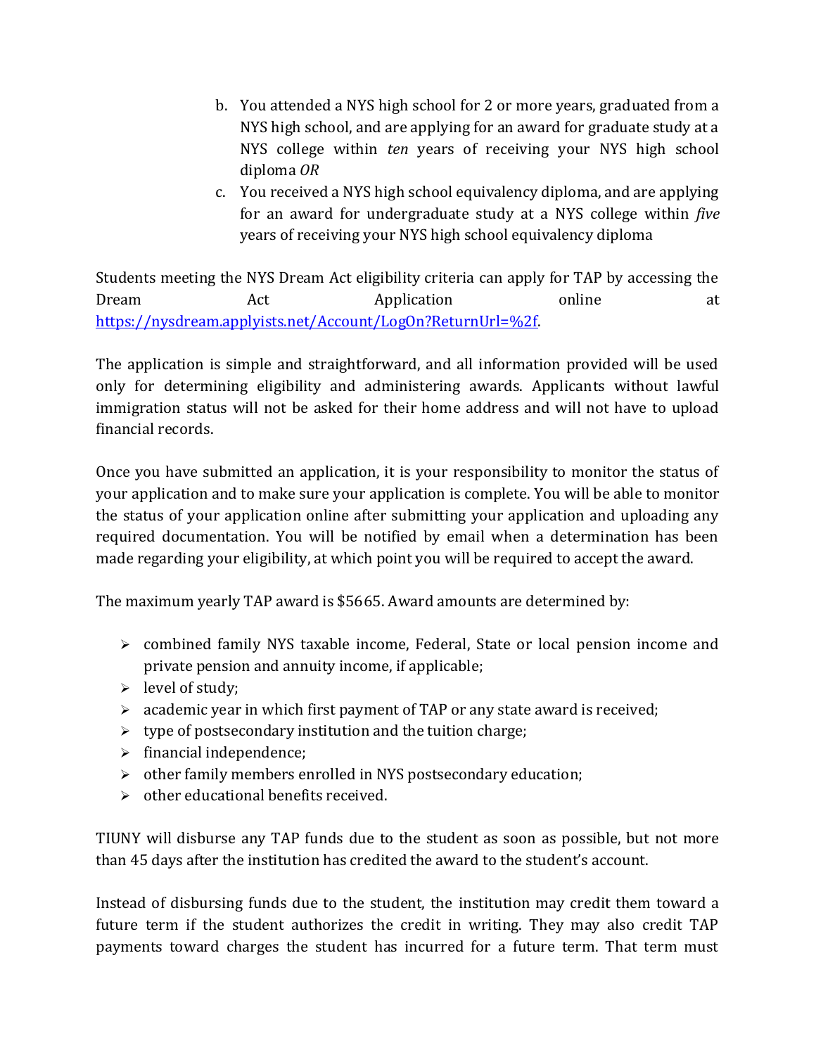b. You attended a NYS high school for 2 or more years, graduated from a NYS high school, and are applying for an award for graduate study at a NYS college within *ten* years of receiving your NYS high school diploma *OR*

c. You received a NYS high school equivalency diploma, and are applying for an award for undergraduate study at a NYS college within *five* years of receiving your NYS high school equivalency diploma

Students meeting the NYS Dream Act eligibility criteria can apply for TAP by accessing the Dream Act Application online at https://nysdream.applyists.net/Account/LogOn?ReturnUrl=%2f.

The application is simple and straightforward, and all information provided will be used only for determining eligibility and administering awards. Applicants without lawful immigration status will not be asked for their home address and will not have to upload financial records.

Once you have submitted an application, it is your responsibility to monitor the status of your application and to make sure your application is complete. You will be able to monitor the status of your application online after submitting your application and uploading any required documentation. You will be notified by email when a determination has been made regarding your eligibility, at which point you will be required to accept the award.

The maximum yearly TAP award is $5665. Award amounts are determined by:

- combined family NYS taxable income, Federal, State or local pension income and private pension and annuity income, if applicable;
- level of study;
- academic year in which first payment of TAP or any state award is received;
- type of postsecondary institution and the tuition charge;
- financial independence;
- other family members enrolled in NYS postsecondary education;
- other educational benefits received.

TIUNY will disburse any TAP funds due to the student as soon as possible, but not more than 45 days after the institution has credited the award to the student's account.

Instead of disbursing funds due to the student, the institution may credit them toward a future term if the student authorizes the credit in writing. They may also credit TAP payments toward charges the student has incurred for a future term. That term must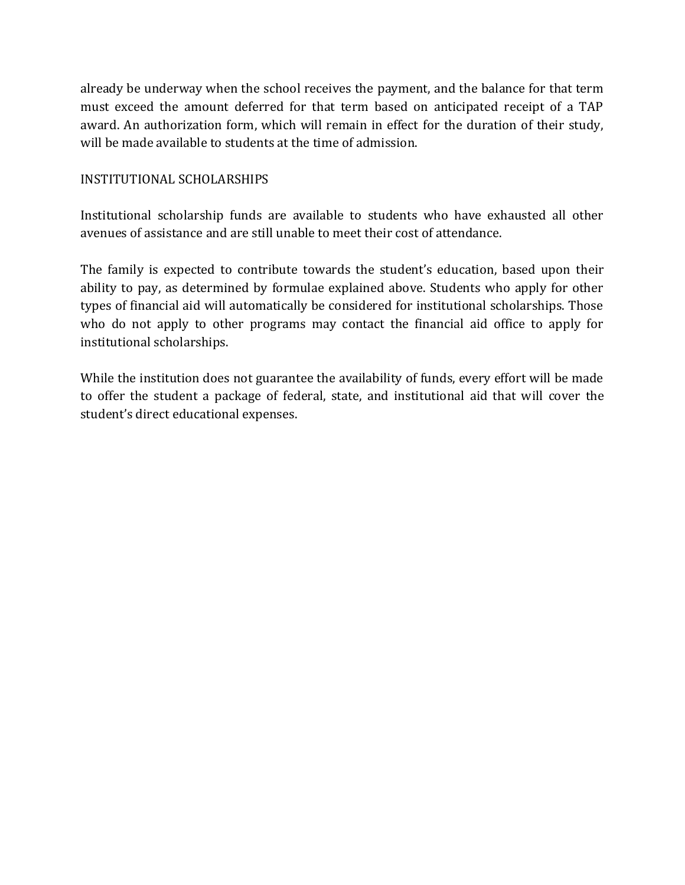already be underway when the school receives the payment, and the balance for that term must exceed the amount deferred for that term based on anticipated receipt of a TAP award. An authorization form, which will remain in effect for the duration of their study, will be made available to students at the time of admission.

## INSTITUTIONAL SCHOLARSHIPS

Institutional scholarship funds are available to students who have exhausted all other avenues of assistance and are still unable to meet their cost of attendance.

The family is expected to contribute towards the student's education, based upon their ability to pay, as determined by formulae explained above. Students who apply for other types of financial aid will automatically be considered for institutional scholarships. Those who do not apply to other programs may contact the financial aid office to apply for institutional scholarships.

While the institution does not guarantee the availability of funds, every effort will be made to offer the student a package of federal, state, and institutional aid that will cover the student's direct educational expenses.